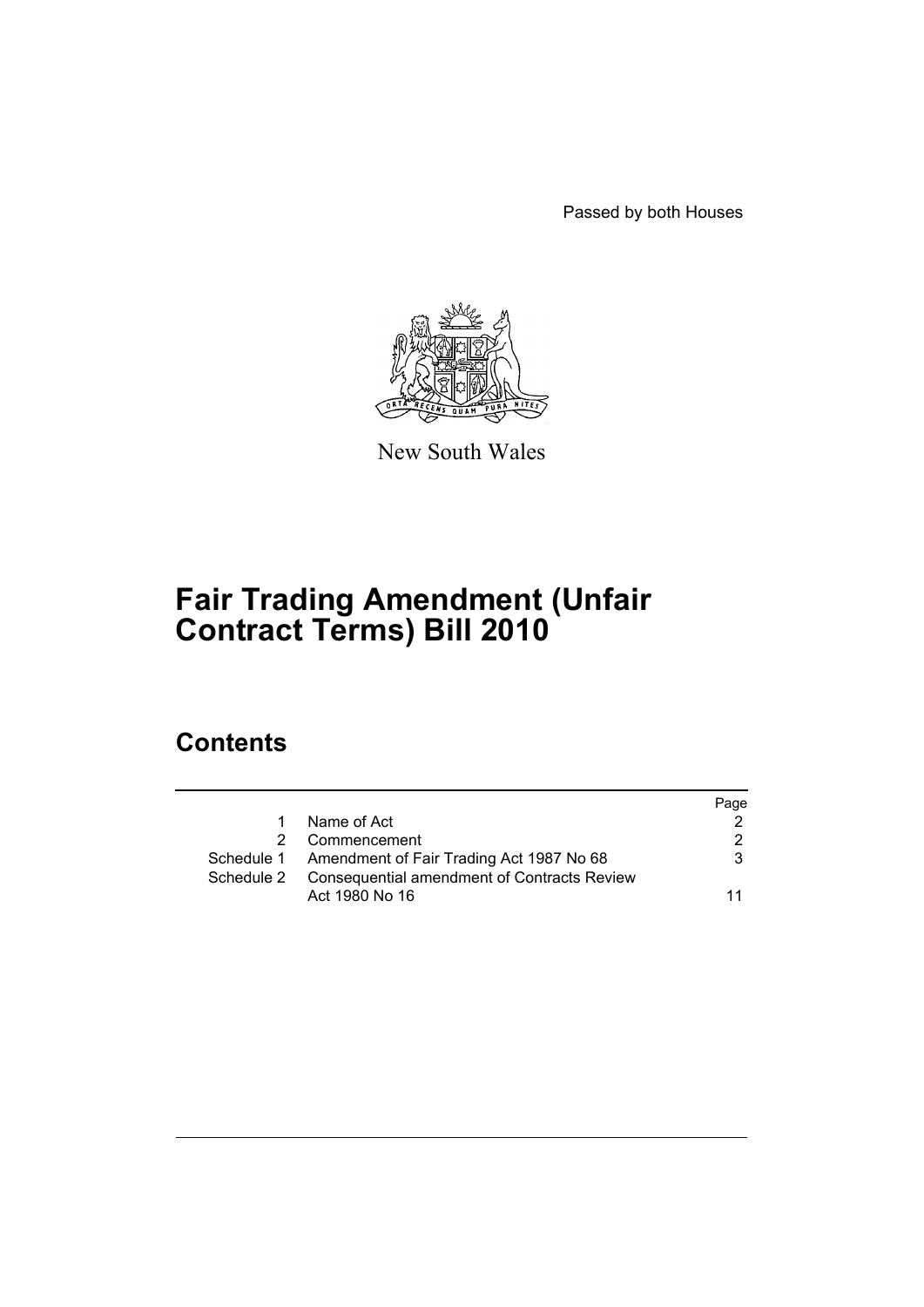Passed by both Houses

New South Wales

# Fair Trading Amendment (Unfair Contract Terms) Bill 2010

## Contents

| | | Page |
|---|---|---|
| 1 | Name of Act | 2 |
| 2 | Commencement | 2 |
| Schedule 1 | Amendment of Fair Trading Act 1987 No 68 | 3 |
| Schedule 2 | Consequential amendment of Contracts Review Act 1980 No 16 | 11 |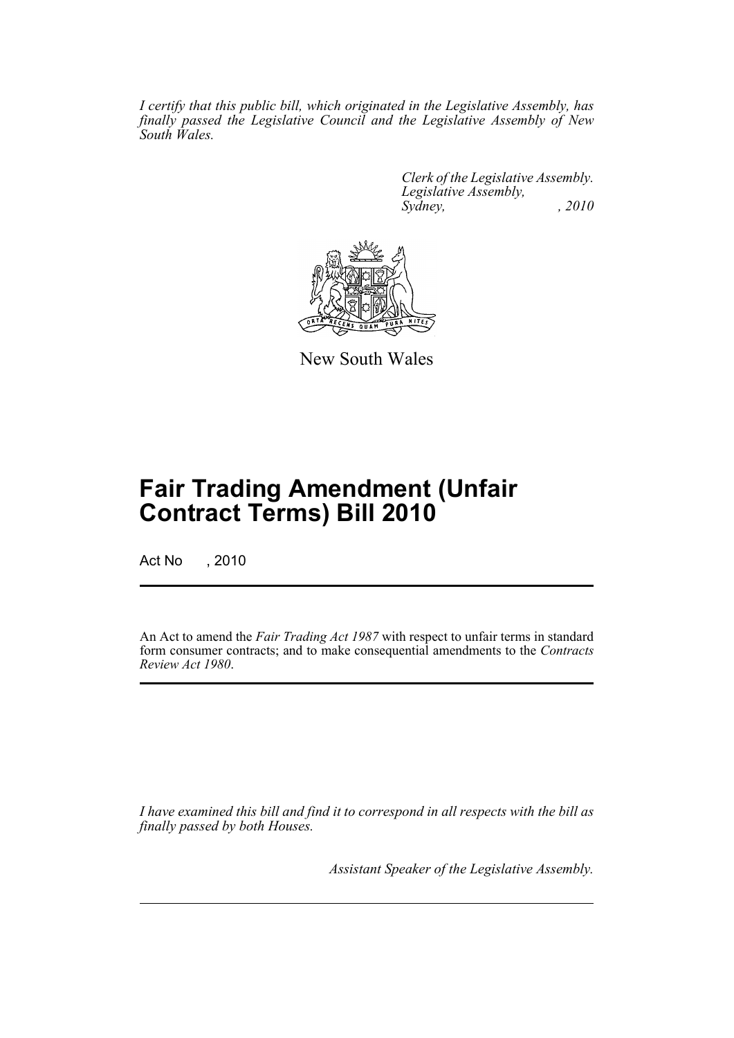*I certify that this public bill, which originated in the Legislative Assembly, has finally passed the Legislative Council and the Legislative Assembly of New South Wales.*

*Clerk of the Legislative Assembly.*
*Legislative Assembly,*
*Sydney, , 2010*

New South Wales

# Fair Trading Amendment (Unfair Contract Terms) Bill 2010

Act No , 2010

An Act to amend the *Fair Trading Act 1987* with respect to unfair terms in standard form consumer contracts; and to make consequential amendments to the *Contracts Review Act 1980*.

*I have examined this bill and find it to correspond in all respects with the bill as finally passed by both Houses.*

*Assistant Speaker of the Legislative Assembly.*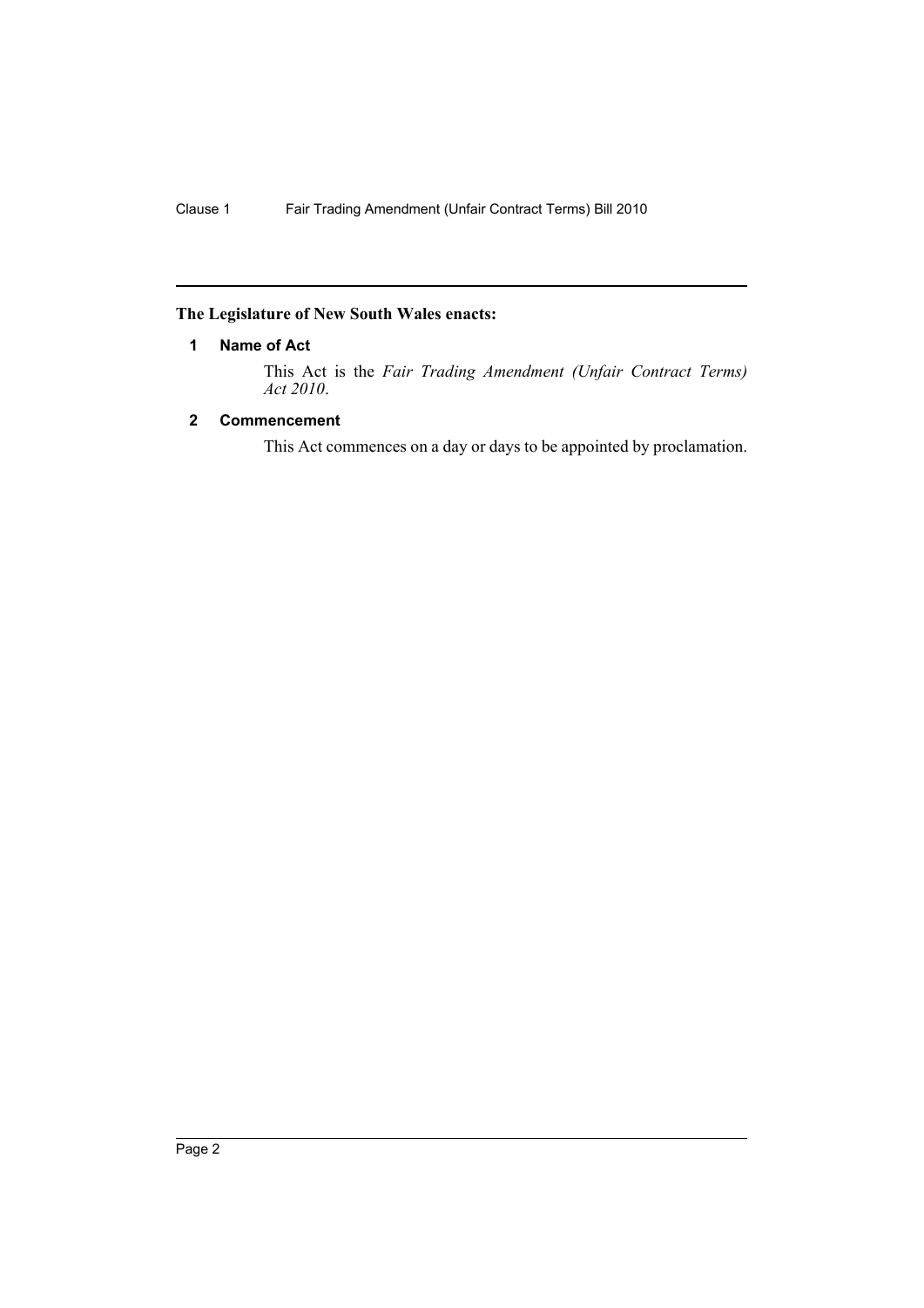**The Legislature of New South Wales enacts:**

## 1 Name of Act

This Act is the *Fair Trading Amendment (Unfair Contract Terms) Act 2010*.

## 2 Commencement

This Act commences on a day or days to be appointed by proclamation.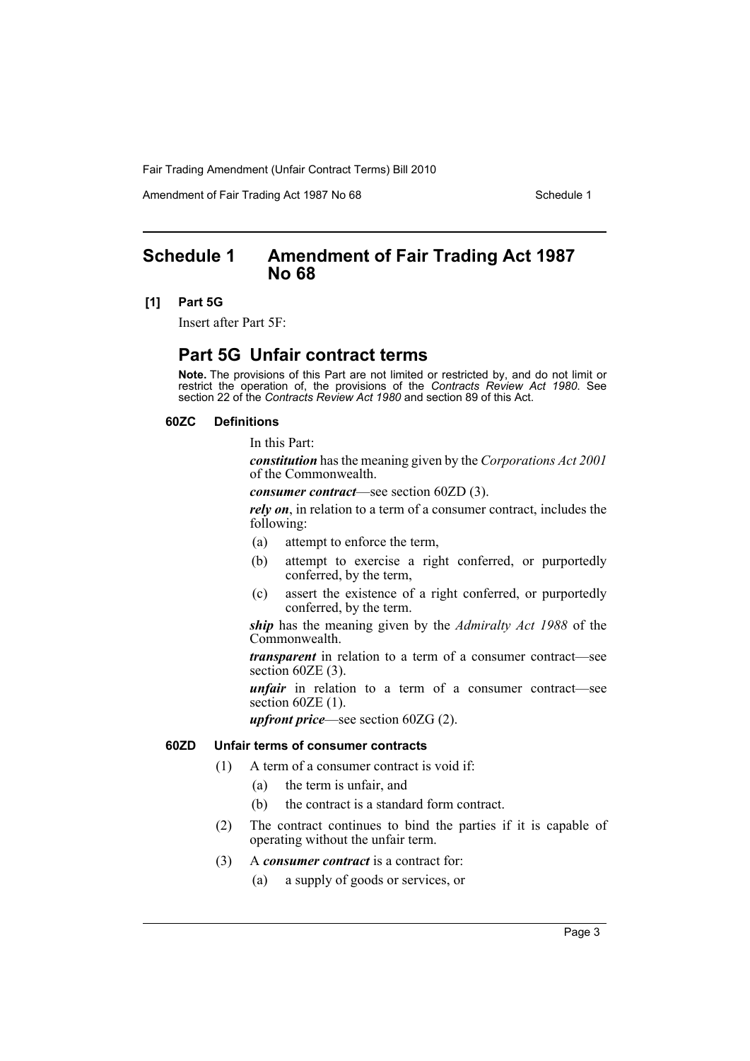# Schedule 1 Amendment of Fair Trading Act 1987 No 68

**[1] Part 5G**

Insert after Part 5F:

## Part 5G Unfair contract terms

**Note.** The provisions of this Part are not limited or restricted by, and do not limit or restrict the operation of, the provisions of the *Contracts Review Act 1980*. See section 22 of the *Contracts Review Act 1980* and section 89 of this Act.

### 60ZC Definitions

In this Part:

***constitution*** has the meaning given by the *Corporations Act 2001* of the Commonwealth.

***consumer contract***—see section 60ZD (3).

***rely on***, in relation to a term of a consumer contract, includes the following:

- (a) attempt to enforce the term,
- (b) attempt to exercise a right conferred, or purportedly conferred, by the term,
- (c) assert the existence of a right conferred, or purportedly conferred, by the term.

***ship*** has the meaning given by the *Admiralty Act 1988* of the Commonwealth.

***transparent*** in relation to a term of a consumer contract—see section 60ZE (3).

***unfair*** in relation to a term of a consumer contract—see section 60ZE (1).

***upfront price***—see section 60ZG (2).

### 60ZD Unfair terms of consumer contracts

(1) A term of a consumer contract is void if:

- (a) the term is unfair, and
- (b) the contract is a standard form contract.

(2) The contract continues to bind the parties if it is capable of operating without the unfair term.

(3) A ***consumer contract*** is a contract for:

- (a) a supply of goods or services, or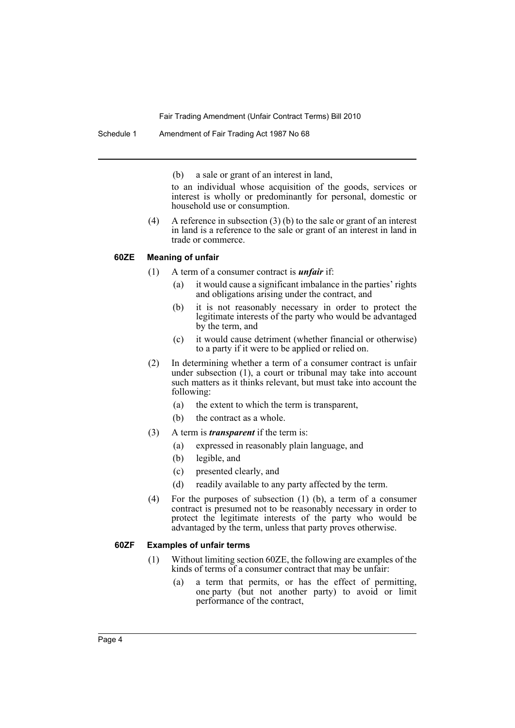(b) a sale or grant of an interest in land,

to an individual whose acquisition of the goods, services or interest is wholly or predominantly for personal, domestic or household use or consumption.

(4) A reference in subsection (3) (b) to the sale or grant of an interest in land is a reference to the sale or grant of an interest in land in trade or commerce.

### 60ZE Meaning of unfair

(1) A term of a consumer contract is ***unfair*** if:

- (a) it would cause a significant imbalance in the parties' rights and obligations arising under the contract, and
- (b) it is not reasonably necessary in order to protect the legitimate interests of the party who would be advantaged by the term, and
- (c) it would cause detriment (whether financial or otherwise) to a party if it were to be applied or relied on.

(2) In determining whether a term of a consumer contract is unfair under subsection (1), a court or tribunal may take into account such matters as it thinks relevant, but must take into account the following:

- (a) the extent to which the term is transparent,
- (b) the contract as a whole.

(3) A term is ***transparent*** if the term is:

- (a) expressed in reasonably plain language, and
- (b) legible, and
- (c) presented clearly, and
- (d) readily available to any party affected by the term.

(4) For the purposes of subsection (1) (b), a term of a consumer contract is presumed not to be reasonably necessary in order to protect the legitimate interests of the party who would be advantaged by the term, unless that party proves otherwise.

### 60ZF Examples of unfair terms

(1) Without limiting section 60ZE, the following are examples of the kinds of terms of a consumer contract that may be unfair:

- (a) a term that permits, or has the effect of permitting, one party (but not another party) to avoid or limit performance of the contract,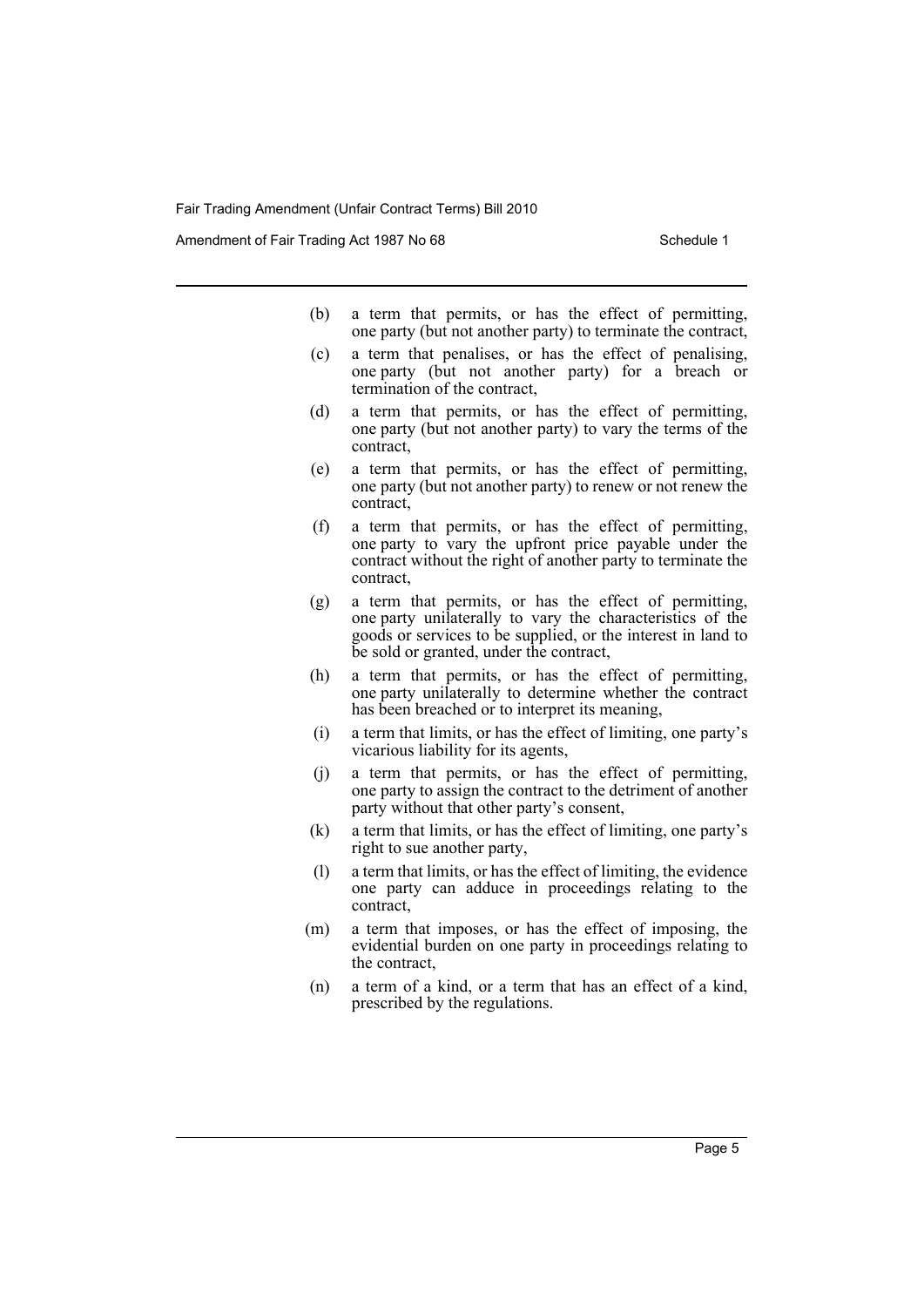(b) a term that permits, or has the effect of permitting, one party (but not another party) to terminate the contract,

(c) a term that penalises, or has the effect of penalising, one party (but not another party) for a breach or termination of the contract,

(d) a term that permits, or has the effect of permitting, one party (but not another party) to vary the terms of the contract,

(e) a term that permits, or has the effect of permitting, one party (but not another party) to renew or not renew the contract,

(f) a term that permits, or has the effect of permitting, one party to vary the upfront price payable under the contract without the right of another party to terminate the contract,

(g) a term that permits, or has the effect of permitting, one party unilaterally to vary the characteristics of the goods or services to be supplied, or the interest in land to be sold or granted, under the contract,

(h) a term that permits, or has the effect of permitting, one party unilaterally to determine whether the contract has been breached or to interpret its meaning,

(i) a term that limits, or has the effect of limiting, one party's vicarious liability for its agents,

(j) a term that permits, or has the effect of permitting, one party to assign the contract to the detriment of another party without that other party's consent,

(k) a term that limits, or has the effect of limiting, one party's right to sue another party,

(l) a term that limits, or has the effect of limiting, the evidence one party can adduce in proceedings relating to the contract,

(m) a term that imposes, or has the effect of imposing, the evidential burden on one party in proceedings relating to the contract,

(n) a term of a kind, or a term that has an effect of a kind, prescribed by the regulations.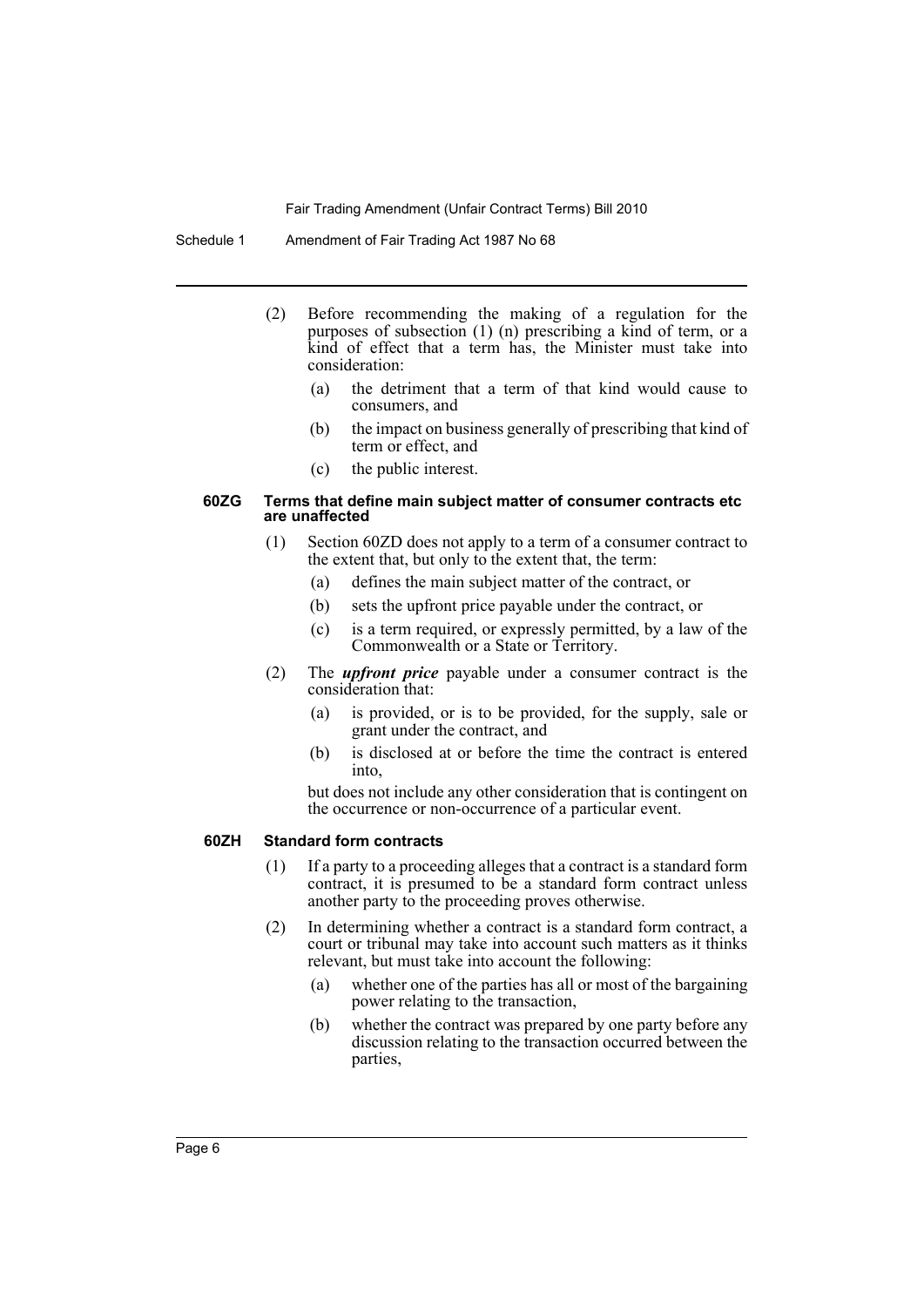(2) Before recommending the making of a regulation for the purposes of subsection (1) (n) prescribing a kind of term, or a kind of effect that a term has, the Minister must take into consideration:

- (a) the detriment that a term of that kind would cause to consumers, and
- (b) the impact on business generally of prescribing that kind of term or effect, and
- (c) the public interest.

#### 60ZG Terms that define main subject matter of consumer contracts etc are unaffected

(1) Section 60ZD does not apply to a term of a consumer contract to the extent that, but only to the extent that, the term:

- (a) defines the main subject matter of the contract, or
- (b) sets the upfront price payable under the contract, or
- (c) is a term required, or expressly permitted, by a law of the Commonwealth or a State or Territory.

(2) The ***upfront price*** payable under a consumer contract is the consideration that:

- (a) is provided, or is to be provided, for the supply, sale or grant under the contract, and
- (b) is disclosed at or before the time the contract is entered into,

but does not include any other consideration that is contingent on the occurrence or non-occurrence of a particular event.

#### 60ZH Standard form contracts

(1) If a party to a proceeding alleges that a contract is a standard form contract, it is presumed to be a standard form contract unless another party to the proceeding proves otherwise.

(2) In determining whether a contract is a standard form contract, a court or tribunal may take into account such matters as it thinks relevant, but must take into account the following:

- (a) whether one of the parties has all or most of the bargaining power relating to the transaction,
- (b) whether the contract was prepared by one party before any discussion relating to the transaction occurred between the parties,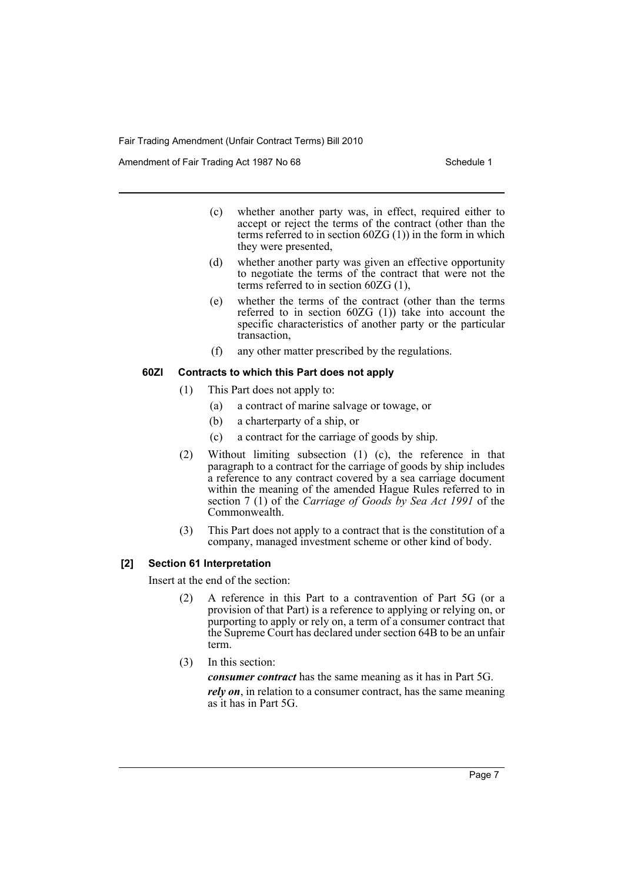(c) whether another party was, in effect, required either to accept or reject the terms of the contract (other than the terms referred to in section 60ZG (1)) in the form in which they were presented,

(d) whether another party was given an effective opportunity to negotiate the terms of the contract that were not the terms referred to in section 60ZG (1),

(e) whether the terms of the contract (other than the terms referred to in section 60ZG (1)) take into account the specific characteristics of another party or the particular transaction,

(f) any other matter prescribed by the regulations.

#### 60ZI Contracts to which this Part does not apply

(1) This Part does not apply to:

(a) a contract of marine salvage or towage, or

(b) a charterparty of a ship, or

(c) a contract for the carriage of goods by ship.

(2) Without limiting subsection (1) (c), the reference in that paragraph to a contract for the carriage of goods by ship includes a reference to any contract covered by a sea carriage document within the meaning of the amended Hague Rules referred to in section 7 (1) of the *Carriage of Goods by Sea Act 1991* of the Commonwealth.

(3) This Part does not apply to a contract that is the constitution of a company, managed investment scheme or other kind of body.

### [2] Section 61 Interpretation

Insert at the end of the section:

(2) A reference in this Part to a contravention of Part 5G (or a provision of that Part) is a reference to applying or relying on, or purporting to apply or rely on, a term of a consumer contract that the Supreme Court has declared under section 64B to be an unfair term.

(3) In this section:

***consumer contract*** has the same meaning as it has in Part 5G.

***rely on***, in relation to a consumer contract, has the same meaning as it has in Part 5G.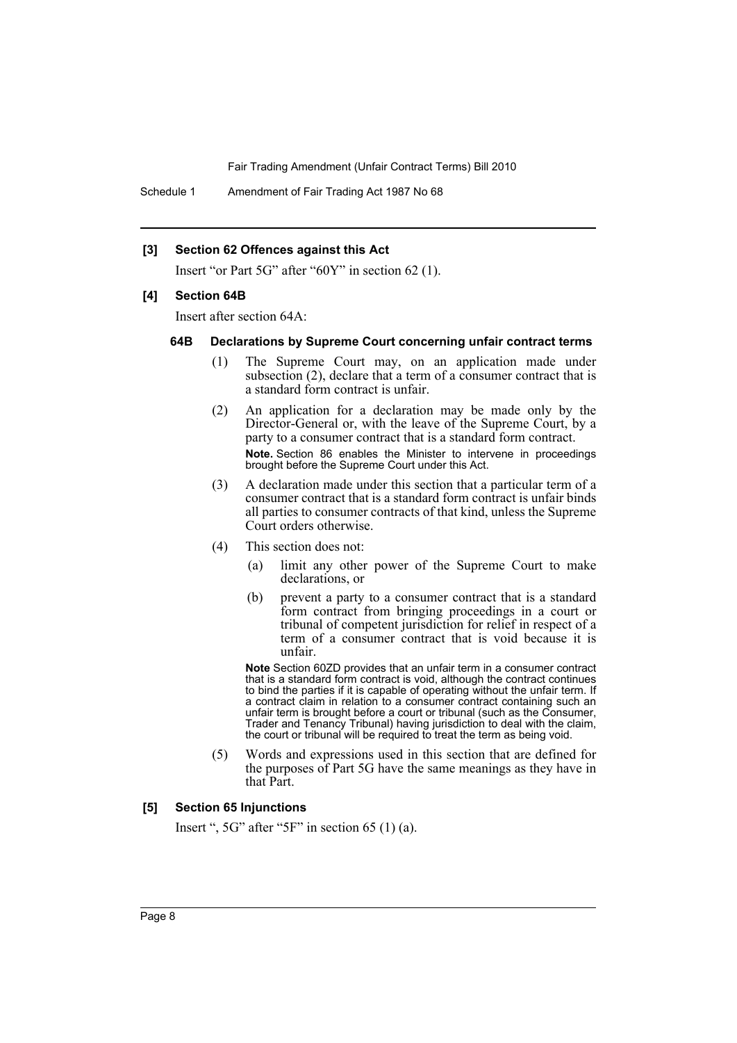### [3] Section 62 Offences against this Act

Insert "or Part 5G" after "60Y" in section 62 (1).

### [4] Section 64B

Insert after section 64A:

#### 64B Declarations by Supreme Court concerning unfair contract terms

(1) The Supreme Court may, on an application made under subsection (2), declare that a term of a consumer contract that is a standard form contract is unfair.

(2) An application for a declaration may be made only by the Director-General or, with the leave of the Supreme Court, by a party to a consumer contract that is a standard form contract.

**Note.** Section 86 enables the Minister to intervene in proceedings brought before the Supreme Court under this Act.

(3) A declaration made under this section that a particular term of a consumer contract that is a standard form contract is unfair binds all parties to consumer contracts of that kind, unless the Supreme Court orders otherwise.

(4) This section does not:

- (a) limit any other power of the Supreme Court to make declarations, or
- (b) prevent a party to a consumer contract that is a standard form contract from bringing proceedings in a court or tribunal of competent jurisdiction for relief in respect of a term of a consumer contract that is void because it is unfair.

**Note** Section 60ZD provides that an unfair term in a consumer contract that is a standard form contract is void, although the contract continues to bind the parties if it is capable of operating without the unfair term. If a contract claim in relation to a consumer contract containing such an unfair term is brought before a court or tribunal (such as the Consumer, Trader and Tenancy Tribunal) having jurisdiction to deal with the claim, the court or tribunal will be required to treat the term as being void.

(5) Words and expressions used in this section that are defined for the purposes of Part 5G have the same meanings as they have in that Part.

### [5] Section 65 Injunctions

Insert ", 5G" after "5F" in section 65 (1) (a).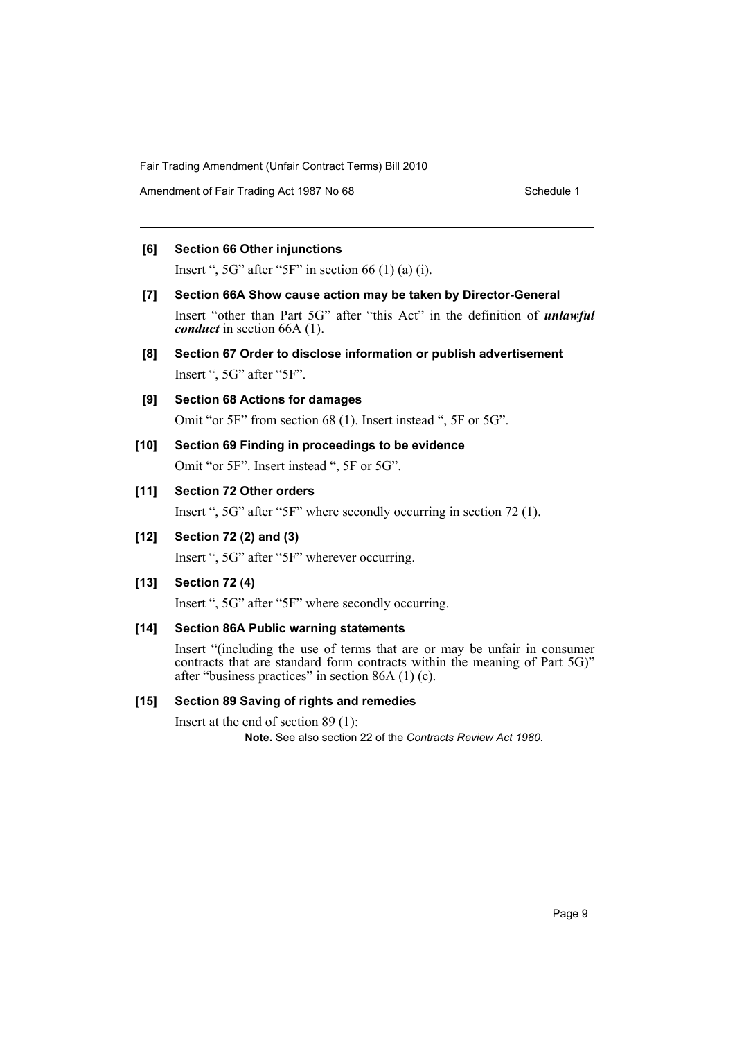**[6] Section 66 Other injunctions**

Insert ", 5G" after "5F" in section 66 (1) (a) (i).

**[7] Section 66A Show cause action may be taken by Director-General**

Insert "other than Part 5G" after "this Act" in the definition of ***unlawful conduct*** in section 66A (1).

**[8] Section 67 Order to disclose information or publish advertisement**

Insert ", 5G" after "5F".

**[9] Section 68 Actions for damages**

Omit "or 5F" from section 68 (1). Insert instead ", 5F or 5G".

**[10] Section 69 Finding in proceedings to be evidence**

Omit "or 5F". Insert instead ", 5F or 5G".

**[11] Section 72 Other orders**

Insert ", 5G" after "5F" where secondly occurring in section 72 (1).

**[12] Section 72 (2) and (3)**

Insert ", 5G" after "5F" wherever occurring.

**[13] Section 72 (4)**

Insert ", 5G" after "5F" where secondly occurring.

**[14] Section 86A Public warning statements**

Insert "(including the use of terms that are or may be unfair in consumer contracts that are standard form contracts within the meaning of Part 5G)" after "business practices" in section 86A (1) (c).

**[15] Section 89 Saving of rights and remedies**

Insert at the end of section 89 (1):

**Note.** See also section 22 of the *Contracts Review Act 1980*.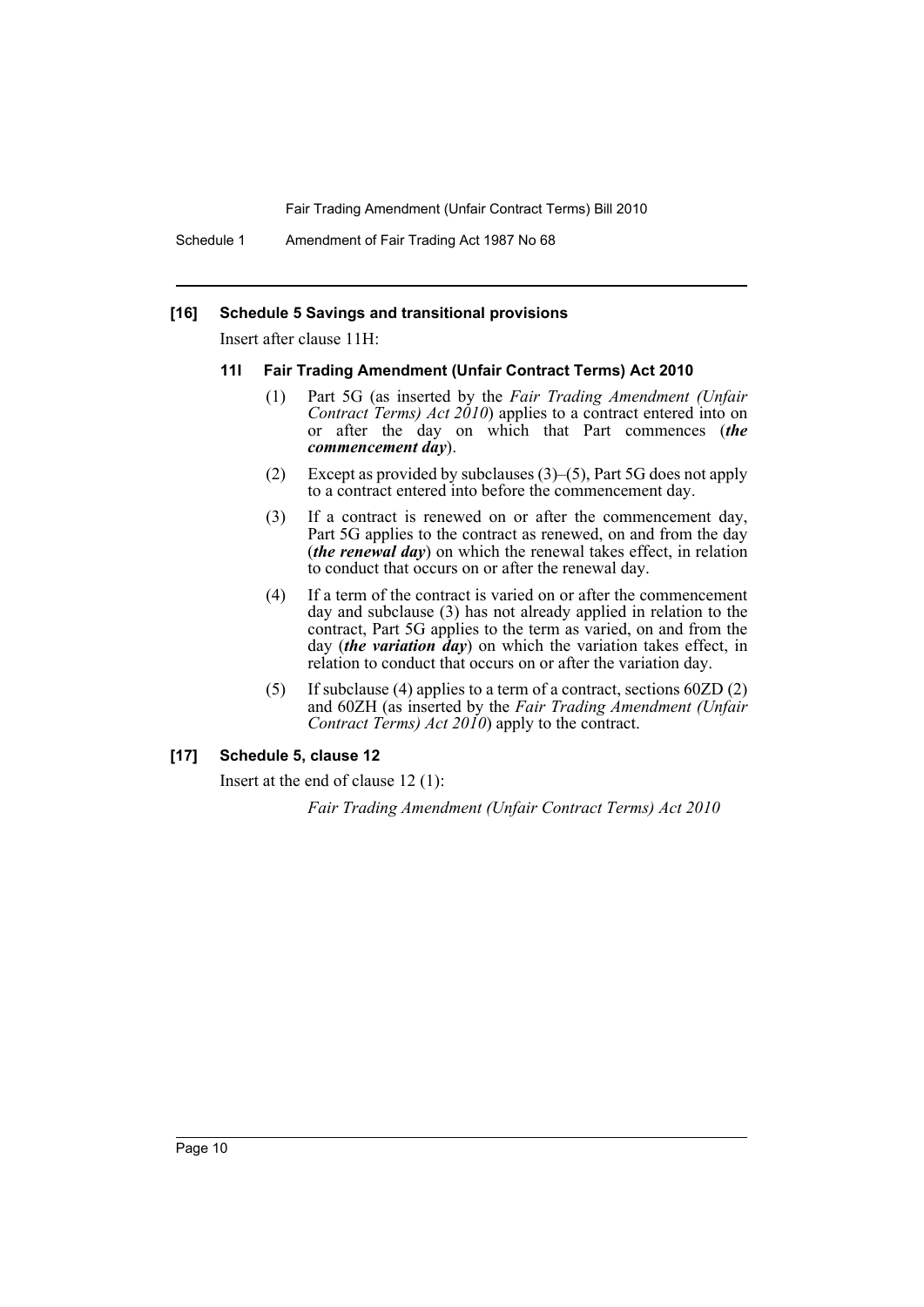### [16] Schedule 5 Savings and transitional provisions

Insert after clause 11H:

#### 11I Fair Trading Amendment (Unfair Contract Terms) Act 2010

(1) Part 5G (as inserted by the *Fair Trading Amendment (Unfair Contract Terms) Act 2010*) applies to a contract entered into on or after the day on which that Part commences (***the commencement day***).

(2) Except as provided by subclauses (3)–(5), Part 5G does not apply to a contract entered into before the commencement day.

(3) If a contract is renewed on or after the commencement day, Part 5G applies to the contract as renewed, on and from the day (***the renewal day***) on which the renewal takes effect, in relation to conduct that occurs on or after the renewal day.

(4) If a term of the contract is varied on or after the commencement day and subclause (3) has not already applied in relation to the contract, Part 5G applies to the term as varied, on and from the day (***the variation day***) on which the variation takes effect, in relation to conduct that occurs on or after the variation day.

(5) If subclause (4) applies to a term of a contract, sections 60ZD (2) and 60ZH (as inserted by the *Fair Trading Amendment (Unfair Contract Terms) Act 2010*) apply to the contract.

### [17] Schedule 5, clause 12

Insert at the end of clause 12 (1):

*Fair Trading Amendment (Unfair Contract Terms) Act 2010*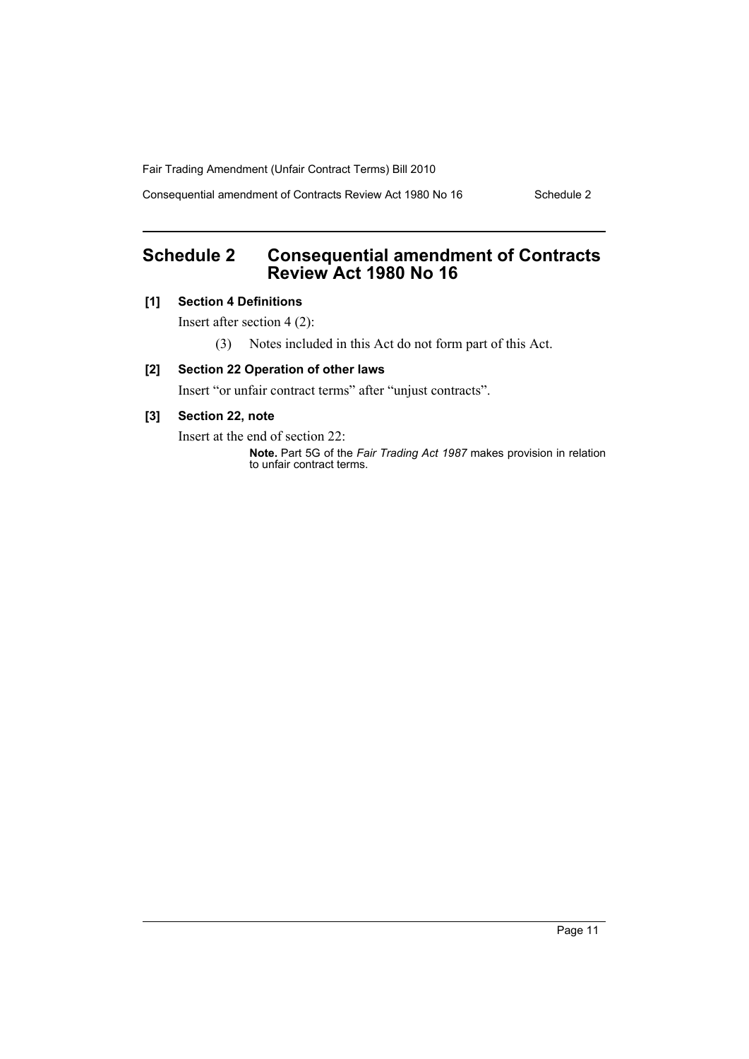# Schedule 2 Consequential amendment of Contracts Review Act 1980 No 16

**[1] Section 4 Definitions**

Insert after section 4 (2):

(3) Notes included in this Act do not form part of this Act.

**[2] Section 22 Operation of other laws**

Insert "or unfair contract terms" after "unjust contracts".

**[3] Section 22, note**

Insert at the end of section 22:

**Note.** Part 5G of the *Fair Trading Act 1987* makes provision in relation to unfair contract terms.